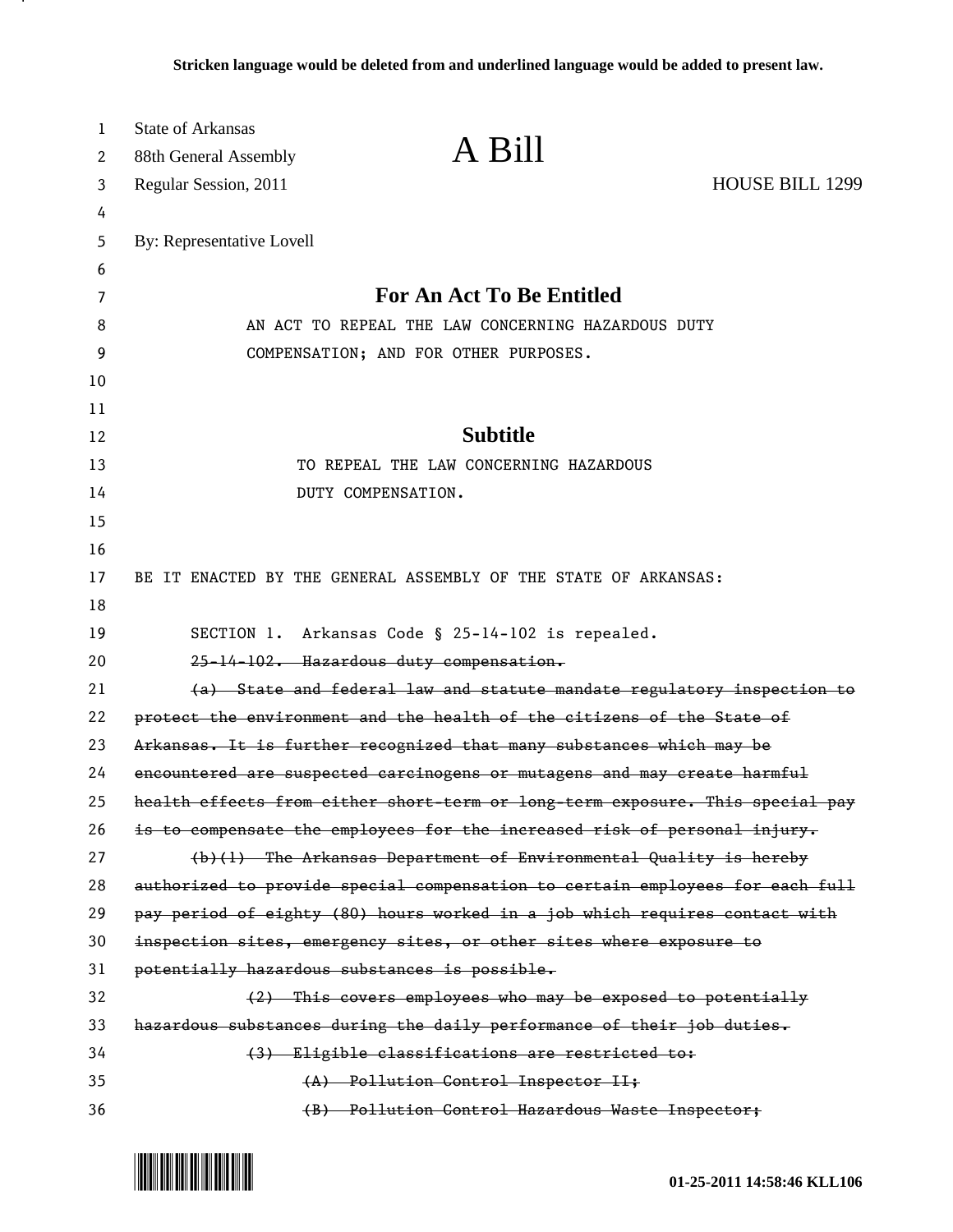**Stricken language would be deleted from and underlined language would be added to present law.**

State of Arkansas
88th General Assembly
Regular Session, 2011

# A Bill

HOUSE BILL 1299

By: Representative Lovell

## For An Act To Be Entitled

AN ACT TO REPEAL THE LAW CONCERNING HAZARDOUS DUTY COMPENSATION; AND FOR OTHER PURPOSES.

## Subtitle

TO REPEAL THE LAW CONCERNING HAZARDOUS DUTY COMPENSATION.

BE IT ENACTED BY THE GENERAL ASSEMBLY OF THE STATE OF ARKANSAS:

SECTION 1. Arkansas Code § 25-14-102 is repealed.

~~25-14-102. Hazardous duty compensation.~~

~~(a) State and federal law and statute mandate regulatory inspection to protect the environment and the health of the citizens of the State of Arkansas. It is further recognized that many substances which may be encountered are suspected carcinogens or mutagens and may create harmful health effects from either short-term or long-term exposure. This special pay is to compensate the employees for the increased risk of personal injury.~~

~~(b)(1) The Arkansas Department of Environmental Quality is hereby authorized to provide special compensation to certain employees for each full pay period of eighty (80) hours worked in a job which requires contact with inspection sites, emergency sites, or other sites where exposure to potentially hazardous substances is possible.~~

~~(2) This covers employees who may be exposed to potentially hazardous substances during the daily performance of their job duties.~~

~~(3) Eligible classifications are restricted to:~~

~~(A) Pollution Control Inspector II;~~

~~(B) Pollution Control Hazardous Waste Inspector;~~

01-25-2011 14:58:46 KLL106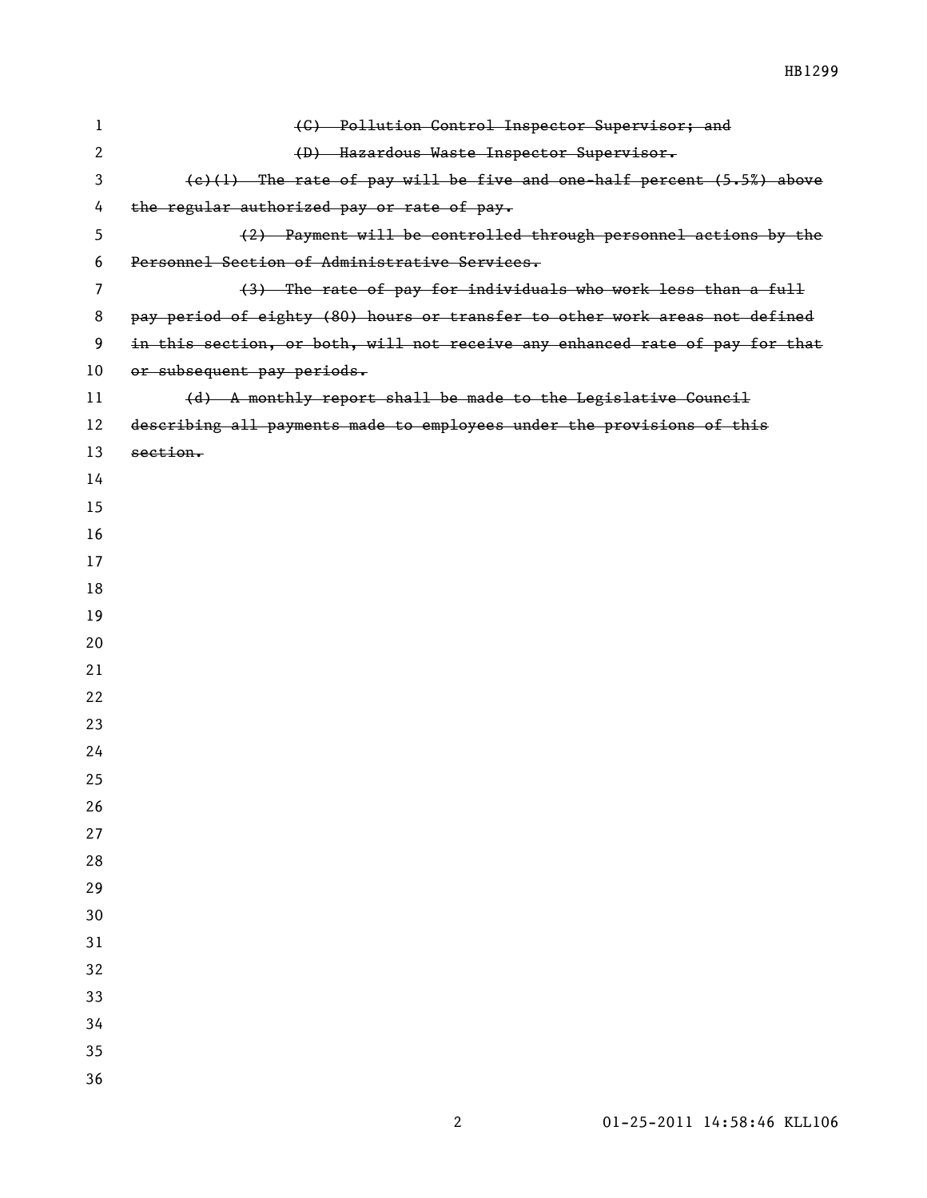~~(C) Pollution Control Inspector Supervisor; and~~

~~(D) Hazardous Waste Inspector Supervisor.~~

~~(c)(1) The rate of pay will be five and one-half percent (5.5%) above the regular authorized pay or rate of pay.~~

~~(2) Payment will be controlled through personnel actions by the Personnel Section of Administrative Services.~~

~~(3) The rate of pay for individuals who work less than a full pay period of eighty (80) hours or transfer to other work areas not defined in this section, or both, will not receive any enhanced rate of pay for that or subsequent pay periods.~~

~~(d) A monthly report shall be made to the Legislative Council describing all payments made to employees under the provisions of this section.~~